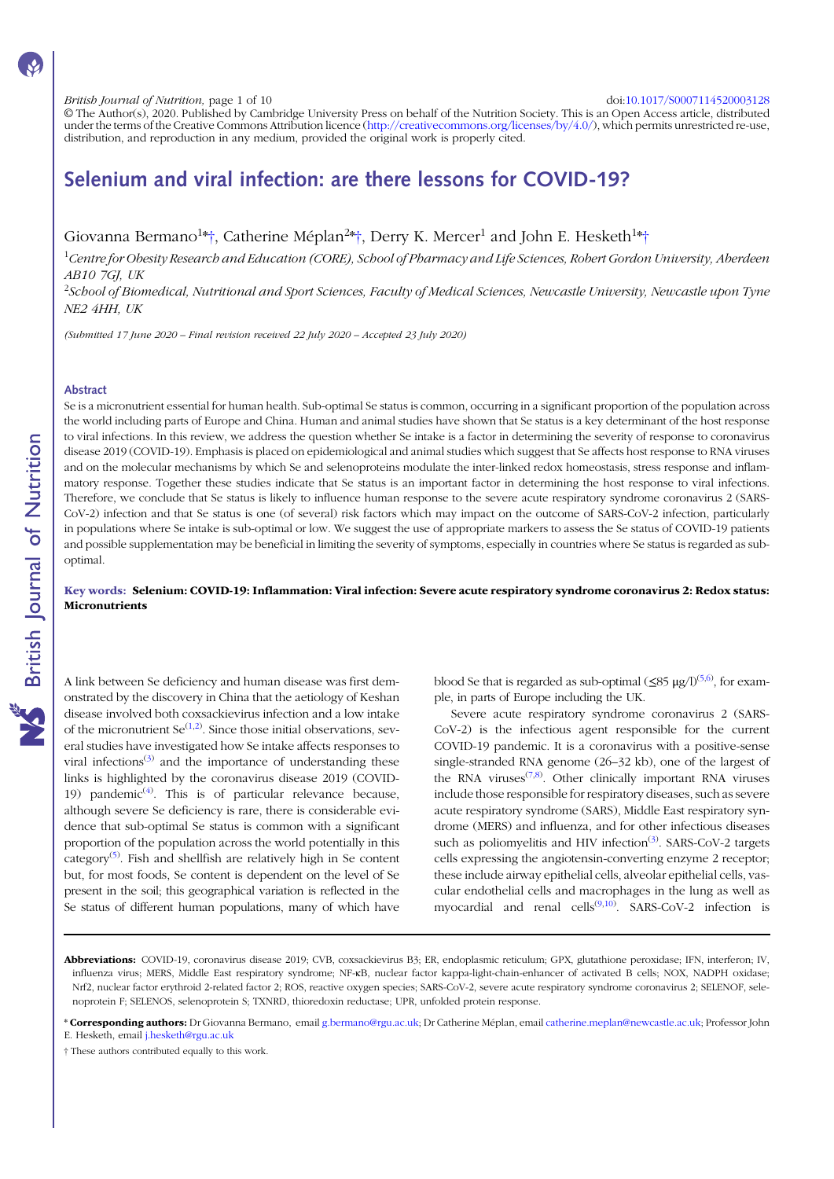doi:10.1017/S0007114520003128

© The Author(s), 2020. Published by Cambridge University Press on behalf of the Nutrition Society. This is an Open Access article, distributed under the terms of the Creative Commons Attribution licence (http://creativecommons.org/licenses/by/4.0/), which permits unrestricted re-use, distribution, and reproduction in any medium, provided the original work is properly cited.

# Selenium and viral infection: are there lessons for COVID-19?

Giovanna Bermano[1]*†, Catherine Méplan[2]*†, Derry K. Mercer[1] and John E. Hesketh[1]*†

[1]*Centre for Obesity Research and Education (CORE), School of Pharmacy and Life Sciences, Robert Gordon University, Aberdeen AB10 7GJ, UK*

[2]*School of Biomedical, Nutritional and Sport Sciences, Faculty of Medical Sciences, Newcastle University, Newcastle upon Tyne NE2 4HH, UK*

*(Submitted 17 June 2020 – Final revision received 22 July 2020 – Accepted 23 July 2020)*

## Abstract

Se is a micronutrient essential for human health. Sub-optimal Se status is common, occurring in a significant proportion of the population across the world including parts of Europe and China. Human and animal studies have shown that Se status is a key determinant of the host response to viral infections. In this review, we address the question whether Se intake is a factor in determining the severity of response to coronavirus disease 2019 (COVID-19). Emphasis is placed on epidemiological and animal studies which suggest that Se affects host response to RNA viruses and on the molecular mechanisms by which Se and selenoproteins modulate the inter-linked redox homeostasis, stress response and inflammatory response. Together these studies indicate that Se status is an important factor in determining the host response to viral infections. Therefore, we conclude that Se status is likely to influence human response to the severe acute respiratory syndrome coronavirus 2 (SARS-CoV-2) infection and that Se status is one (of several) risk factors which may impact on the outcome of SARS-CoV-2 infection, particularly in populations where Se intake is sub-optimal or low. We suggest the use of appropriate markers to assess the Se status of COVID-19 patients and possible supplementation may be beneficial in limiting the severity of symptoms, especially in countries where Se status is regarded as sub-optimal.

**Key words:** **Selenium: COVID-19: Inflammation: Viral infection: Severe acute respiratory syndrome coronavirus 2: Redox status: Micronutrients**

A link between Se deficiency and human disease was first demonstrated by the discovery in China that the aetiology of Keshan disease involved both coxsackievirus infection and a low intake of the micronutrient Se[1,2]. Since those initial observations, several studies have investigated how Se intake affects responses to viral infections[3] and the importance of understanding these links is highlighted by the coronavirus disease 2019 (COVID-19) pandemic[4]. This is of particular relevance because, although severe Se deficiency is rare, there is considerable evidence that sub-optimal Se status is common with a significant proportion of the population across the world potentially in this category[5]. Fish and shellfish are relatively high in Se content but, for most foods, Se content is dependent on the level of Se present in the soil; this geographical variation is reflected in the Se status of different human populations, many of which have blood Se that is regarded as sub-optimal (≤85 μg/l)[5,6], for example, in parts of Europe including the UK.

Severe acute respiratory syndrome coronavirus 2 (SARS-CoV-2) is the infectious agent responsible for the current COVID-19 pandemic. It is a coronavirus with a positive-sense single-stranded RNA genome (26–32 kb), one of the largest of the RNA viruses[7,8]. Other clinically important RNA viruses include those responsible for respiratory diseases, such as severe acute respiratory syndrome (SARS), Middle East respiratory syndrome (MERS) and influenza, and for other infectious diseases such as poliomyelitis and HIV infection[3]. SARS-CoV-2 targets cells expressing the angiotensin-converting enzyme 2 receptor; these include airway epithelial cells, alveolar epithelial cells, vascular endothelial cells and macrophages in the lung as well as myocardial and renal cells[9,10]. SARS-CoV-2 infection is

**Abbreviations:** COVID-19, coronavirus disease 2019; CVB, coxsackievirus B3; ER, endoplasmic reticulum; GPX, glutathione peroxidase; IFN, interferon; IV, influenza virus; MERS, Middle East respiratory syndrome; NF-κB, nuclear factor kappa-light-chain-enhancer of activated B cells; NOX, NADPH oxidase; Nrf2, nuclear factor erythroid 2-related factor 2; ROS, reactive oxygen species; SARS-CoV-2, severe acute respiratory syndrome coronavirus 2; SELENOF, selenoprotein F; SELENOS, selenoprotein S; TXNRD, thioredoxin reductase; UPR, unfolded protein response.

\* **Corresponding authors:** Dr Giovanna Bermano, email g.bermano@rgu.ac.uk; Dr Catherine Méplan, email catherine.meplan@newcastle.ac.uk; Professor John E. Hesketh, email j.hesketh@rgu.ac.uk

† These authors contributed equally to this work.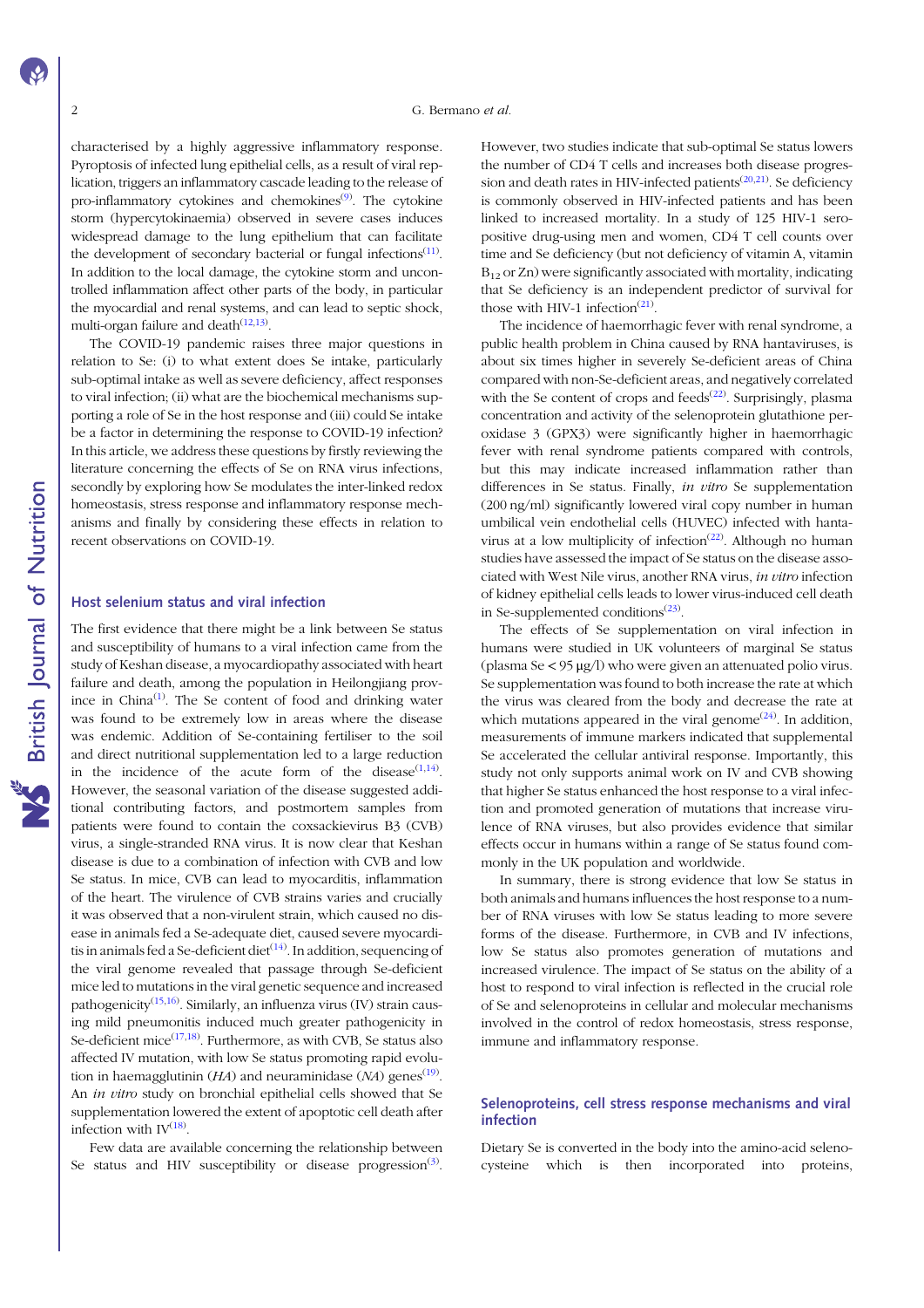characterised by a highly aggressive inflammatory response. Pyroptosis of infected lung epithelial cells, as a result of viral replication, triggers an inflammatory cascade leading to the release of pro-inflammatory cytokines and chemokines[9]. The cytokine storm (hypercytokinaemia) observed in severe cases induces widespread damage to the lung epithelium that can facilitate the development of secondary bacterial or fungal infections[11]. In addition to the local damage, the cytokine storm and uncontrolled inflammation affect other parts of the body, in particular the myocardial and renal systems, and can lead to septic shock, multi-organ failure and death[12,13].

The COVID-19 pandemic raises three major questions in relation to Se: (i) to what extent does Se intake, particularly sub-optimal intake as well as severe deficiency, affect responses to viral infection; (ii) what are the biochemical mechanisms supporting a role of Se in the host response and (iii) could Se intake be a factor in determining the response to COVID-19 infection? In this article, we address these questions by firstly reviewing the literature concerning the effects of Se on RNA virus infections, secondly by exploring how Se modulates the inter-linked redox homeostasis, stress response and inflammatory response mechanisms and finally by considering these effects in relation to recent observations on COVID-19.

## Host selenium status and viral infection

The first evidence that there might be a link between Se status and susceptibility of humans to a viral infection came from the study of Keshan disease, a myocardiopathy associated with heart failure and death, among the population in Heilongjiang province in China[1]. The Se content of food and drinking water was found to be extremely low in areas where the disease was endemic. Addition of Se-containing fertiliser to the soil and direct nutritional supplementation led to a large reduction in the incidence of the acute form of the disease[1,14]. However, the seasonal variation of the disease suggested additional contributing factors, and postmortem samples from patients were found to contain the coxsackievirus B3 (CVB) virus, a single-stranded RNA virus. It is now clear that Keshan disease is due to a combination of infection with CVB and low Se status. In mice, CVB can lead to myocarditis, inflammation of the heart. The virulence of CVB strains varies and crucially it was observed that a non-virulent strain, which caused no disease in animals fed a Se-adequate diet, caused severe myocarditis in animals fed a Se-deficient diet[14]. In addition, sequencing of the viral genome revealed that passage through Se-deficient mice led to mutations in the viral genetic sequence and increased pathogenicity[15,16]. Similarly, an influenza virus (IV) strain causing mild pneumonitis induced much greater pathogenicity in Se-deficient mice[17,18]. Furthermore, as with CVB, Se status also affected IV mutation, with low Se status promoting rapid evolution in haemagglutinin (*HA*) and neuraminidase (*NA*) genes[19]. An *in vitro* study on bronchial epithelial cells showed that Se supplementation lowered the extent of apoptotic cell death after infection with IV[18].

Few data are available concerning the relationship between Se status and HIV susceptibility or disease progression[3]. However, two studies indicate that sub-optimal Se status lowers the number of CD4 T cells and increases both disease progression and death rates in HIV-infected patients[20,21]. Se deficiency is commonly observed in HIV-infected patients and has been linked to increased mortality. In a study of 125 HIV-1 seropositive drug-using men and women, CD4 T cell counts over time and Se deficiency (but not deficiency of vitamin A, vitamin $B_{12}$ or Zn) were significantly associated with mortality, indicating that Se deficiency is an independent predictor of survival for those with HIV-1 infection[21].

The incidence of haemorrhagic fever with renal syndrome, a public health problem in China caused by RNA hantaviruses, is about six times higher in severely Se-deficient areas of China compared with non-Se-deficient areas, and negatively correlated with the Se content of crops and feeds[22]. Surprisingly, plasma concentration and activity of the selenoprotein glutathione peroxidase 3 (GPX3) were significantly higher in haemorrhagic fever with renal syndrome patients compared with controls, but this may indicate increased inflammation rather than differences in Se status. Finally, *in vitro* Se supplementation (200 ng/ml) significantly lowered viral copy number in human umbilical vein endothelial cells (HUVEC) infected with hantavirus at a low multiplicity of infection[22]. Although no human studies have assessed the impact of Se status on the disease associated with West Nile virus, another RNA virus, *in vitro* infection of kidney epithelial cells leads to lower virus-induced cell death in Se-supplemented conditions[23].

The effects of Se supplementation on viral infection in humans were studied in UK volunteers of marginal Se status (plasma Se < 95 μg/l) who were given an attenuated polio virus. Se supplementation was found to both increase the rate at which the virus was cleared from the body and decrease the rate at which mutations appeared in the viral genome[24]. In addition, measurements of immune markers indicated that supplemental Se accelerated the cellular antiviral response. Importantly, this study not only supports animal work on IV and CVB showing that higher Se status enhanced the host response to a viral infection and promoted generation of mutations that increase virulence of RNA viruses, but also provides evidence that similar effects occur in humans within a range of Se status found commonly in the UK population and worldwide.

In summary, there is strong evidence that low Se status in both animals and humans influences the host response to a number of RNA viruses with low Se status leading to more severe forms of the disease. Furthermore, in CVB and IV infections, low Se status also promotes generation of mutations and increased virulence. The impact of Se status on the ability of a host to respond to viral infection is reflected in the crucial role of Se and selenoproteins in cellular and molecular mechanisms involved in the control of redox homeostasis, stress response, immune and inflammatory response.

## Selenoproteins, cell stress response mechanisms and viral infection

Dietary Se is converted in the body into the amino-acid selenocysteine which is then incorporated into proteins,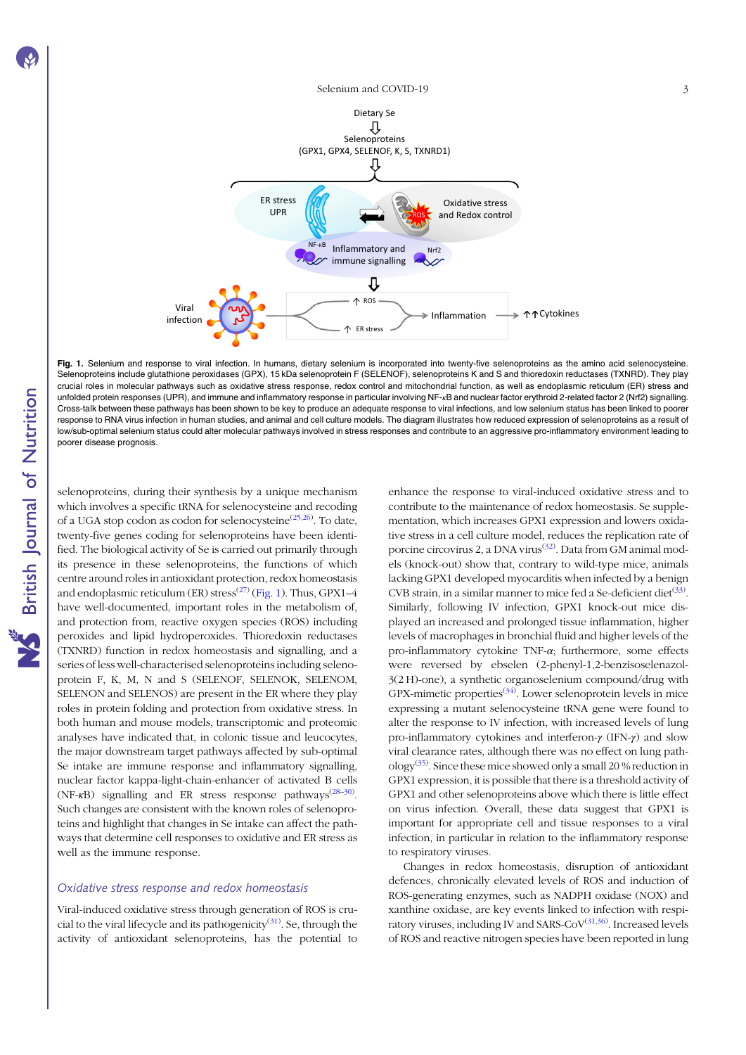Fig. 1. Selenium and response to viral infection. In humans, dietary selenium is incorporated into twenty-five selenoproteins as the amino acid selenocysteine. Selenoproteins include glutathione peroxidases (GPX), 15 kDa selenoprotein F (SELENOF), selenoproteins K and S and thioredoxin reductases (TXNRD). They play crucial roles in molecular pathways such as oxidative stress response, redox control and mitochondrial function, as well as endoplasmic reticulum (ER) stress and unfolded protein responses (UPR), and immune and inflammatory response in particular involving NF-κB and nuclear factor erythroid 2-related factor 2 (Nrf2) signalling. Cross-talk between these pathways has been shown to be key to produce an adequate response to viral infections, and low selenium status has been linked to poorer response to RNA virus infection in human studies, and animal and cell culture models. The diagram illustrates how reduced expression of selenoproteins as a result of low/sub-optimal selenium status could alter molecular pathways involved in stress responses and contribute to an aggressive pro-inflammatory environment leading to poorer disease prognosis.

selenoproteins, during their synthesis by a unique mechanism which involves a specific tRNA for selenocysteine and recoding of a UGA stop codon as codon for selenocysteine[25,26]. To date, twenty-five genes coding for selenoproteins have been identified. The biological activity of Se is carried out primarily through its presence in these selenoproteins, the functions of which centre around roles in antioxidant protection, redox homeostasis and endoplasmic reticulum (ER) stress[27] (Fig. 1). Thus, GPX1–4 have well-documented, important roles in the metabolism of, and protection from, reactive oxygen species (ROS) including peroxides and lipid hydroperoxides. Thioredoxin reductases (TXNRD) function in redox homeostasis and signalling, and a series of less well-characterised selenoproteins including selenoprotein F, K, M, N and S (SELENOF, SELENOK, SELENOM, SELENON and SELENOS) are present in the ER where they play roles in protein folding and protection from oxidative stress. In both human and mouse models, transcriptomic and proteomic analyses have indicated that, in colonic tissue and leucocytes, the major downstream target pathways affected by sub-optimal Se intake are immune response and inflammatory signalling, nuclear factor kappa-light-chain-enhancer of activated B cells (NF-κB) signalling and ER stress response pathways[28–30]. Such changes are consistent with the known roles of selenoproteins and highlight that changes in Se intake can affect the pathways that determine cell responses to oxidative and ER stress as well as the immune response.

## *Oxidative stress response and redox homeostasis*

Viral-induced oxidative stress through generation of ROS is crucial to the viral lifecycle and its pathogenicity[31]. Se, through the activity of antioxidant selenoproteins, has the potential to enhance the response to viral-induced oxidative stress and to contribute to the maintenance of redox homeostasis. Se supplementation, which increases GPX1 expression and lowers oxidative stress in a cell culture model, reduces the replication rate of porcine circovirus 2, a DNA virus[32]. Data from GM animal models (knock-out) show that, contrary to wild-type mice, animals lacking GPX1 developed myocarditis when infected by a benign CVB strain, in a similar manner to mice fed a Se-deficient diet[33]. Similarly, following IV infection, GPX1 knock-out mice displayed an increased and prolonged tissue inflammation, higher levels of macrophages in bronchial fluid and higher levels of the pro-inflammatory cytokine TNF-*α*; furthermore, some effects were reversed by ebselen (2-phenyl-1,2-benzisoselenazol-3(2 H)-one), a synthetic organoselenium compound/drug with GPX-mimetic properties[34]. Lower selenoprotein levels in mice expressing a mutant selenocysteine tRNA gene were found to alter the response to IV infection, with increased levels of lung pro-inflammatory cytokines and interferon-*γ* (IFN-*γ*) and slow viral clearance rates, although there was no effect on lung pathology[35]. Since these mice showed only a small 20 % reduction in GPX1 expression, it is possible that there is a threshold activity of GPX1 and other selenoproteins above which there is little effect on virus infection. Overall, these data suggest that GPX1 is important for appropriate cell and tissue responses to a viral infection, in particular in relation to the inflammatory response to respiratory viruses.

Changes in redox homeostasis, disruption of antioxidant defences, chronically elevated levels of ROS and induction of ROS-generating enzymes, such as NADPH oxidase (NOX) and xanthine oxidase, are key events linked to infection with respiratory viruses, including IV and SARS-CoV[31,36]. Increased levels of ROS and reactive nitrogen species have been reported in lung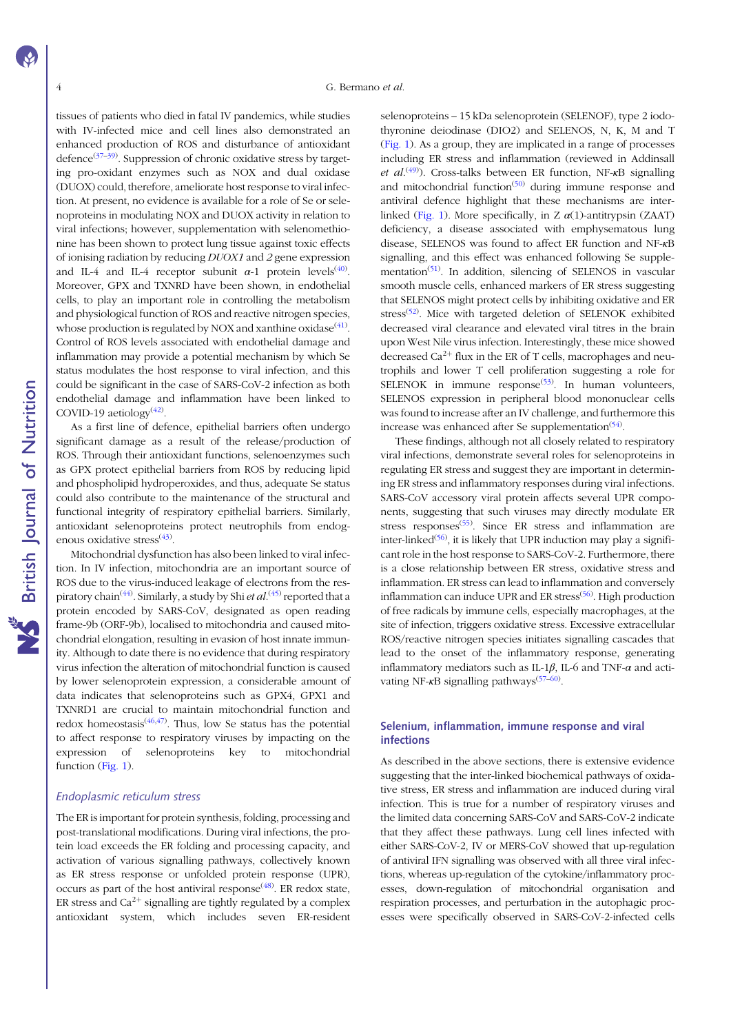tissues of patients who died in fatal IV pandemics, while studies with IV-infected mice and cell lines also demonstrated an enhanced production of ROS and disturbance of antioxidant defence[37–39]. Suppression of chronic oxidative stress by targeting pro-oxidant enzymes such as NOX and dual oxidase (DUOX) could, therefore, ameliorate host response to viral infection. At present, no evidence is available for a role of Se or selenoproteins in modulating NOX and DUOX activity in relation to viral infections; however, supplementation with selenomethionine has been shown to protect lung tissue against toxic effects of ionising radiation by reducing *DUOX1* and *2* gene expression and IL-4 and IL-4 receptor subunit $\alpha$-1 protein levels[40]. Moreover, GPX and TXNRD have been shown, in endothelial cells, to play an important role in controlling the metabolism and physiological function of ROS and reactive nitrogen species, whose production is regulated by NOX and xanthine oxidase[41]. Control of ROS levels associated with endothelial damage and inflammation may provide a potential mechanism by which Se status modulates the host response to viral infection, and this could be significant in the case of SARS-CoV-2 infection as both endothelial damage and inflammation have been linked to COVID-19 aetiology[42].

As a first line of defence, epithelial barriers often undergo significant damage as a result of the release/production of ROS. Through their antioxidant functions, selenoenzymes such as GPX protect epithelial barriers from ROS by reducing lipid and phospholipid hydroperoxides, and thus, adequate Se status could also contribute to the maintenance of the structural and functional integrity of respiratory epithelial barriers. Similarly, antioxidant selenoproteins protect neutrophils from endogenous oxidative stress[43].

Mitochondrial dysfunction has also been linked to viral infection. In IV infection, mitochondria are an important source of ROS due to the virus-induced leakage of electrons from the respiratory chain[44]. Similarly, a study by Shi *et al.*[45] reported that a protein encoded by SARS-CoV, designated as open reading frame-9b (ORF-9b), localised to mitochondria and caused mitochondrial elongation, resulting in evasion of host innate immunity. Although to date there is no evidence that during respiratory virus infection the alteration of mitochondrial function is caused by lower selenoprotein expression, a considerable amount of data indicates that selenoproteins such as GPX4, GPX1 and TXNRD1 are crucial to maintain mitochondrial function and redox homeostasis[46,47]. Thus, low Se status has the potential to affect response to respiratory viruses by impacting on the expression of selenoproteins key to mitochondrial function (Fig. 1).

### *Endoplasmic reticulum stress*

The ER is important for protein synthesis, folding, processing and post-translational modifications. During viral infections, the protein load exceeds the ER folding and processing capacity, and activation of various signalling pathways, collectively known as ER stress response or unfolded protein response (UPR), occurs as part of the host antiviral response[48]. ER redox state, ER stress and $Ca^{2+}$ signalling are tightly regulated by a complex antioxidant system, which includes seven ER-resident selenoproteins – 15 kDa selenoprotein (SELENOF), type 2 iodothyronine deiodinase (DIO2) and SELENOS, N, K, M and T (Fig. 1). As a group, they are implicated in a range of processes including ER stress and inflammation (reviewed in Addinsall *et al.*[49]). Cross-talks between ER function, NF-$\kappa$B signalling and mitochondrial function[50] during immune response and antiviral defence highlight that these mechanisms are inter-linked (Fig. 1). More specifically, in Z $\alpha$(1)-antitrypsin (ZAAT) deficiency, a disease associated with emphysematous lung disease, SELENOS was found to affect ER function and NF-$\kappa$B signalling, and this effect was enhanced following Se supplementation[51]. In addition, silencing of SELENOS in vascular smooth muscle cells, enhanced markers of ER stress suggesting that SELENOS might protect cells by inhibiting oxidative and ER stress[52]. Mice with targeted deletion of SELENOK exhibited decreased viral clearance and elevated viral titres in the brain upon West Nile virus infection. Interestingly, these mice showed decreased $Ca^{2+}$ flux in the ER of T cells, macrophages and neutrophils and lower T cell proliferation suggesting a role for SELENOK in immune response[53]. In human volunteers, SELENOS expression in peripheral blood mononuclear cells was found to increase after an IV challenge, and furthermore this increase was enhanced after Se supplementation[54].

These findings, although not all closely related to respiratory viral infections, demonstrate several roles for selenoproteins in regulating ER stress and suggest they are important in determining ER stress and inflammatory responses during viral infections. SARS-CoV accessory viral protein affects several UPR components, suggesting that such viruses may directly modulate ER stress responses[55]. Since ER stress and inflammation are inter-linked[56], it is likely that UPR induction may play a significant role in the host response to SARS-CoV-2. Furthermore, there is a close relationship between ER stress, oxidative stress and inflammation. ER stress can lead to inflammation and conversely inflammation can induce UPR and ER stress[56]. High production of free radicals by immune cells, especially macrophages, at the site of infection, triggers oxidative stress. Excessive extracellular ROS/reactive nitrogen species initiates signalling cascades that lead to the onset of the inflammatory response, generating inflammatory mediators such as IL-1$\beta$, IL-6 and TNF-$\alpha$ and activating NF-$\kappa$B signalling pathways[57–60].

## Selenium, inflammation, immune response and viral infections

As described in the above sections, there is extensive evidence suggesting that the inter-linked biochemical pathways of oxidative stress, ER stress and inflammation are induced during viral infection. This is true for a number of respiratory viruses and the limited data concerning SARS-CoV and SARS-CoV-2 indicate that they affect these pathways. Lung cell lines infected with either SARS-CoV-2, IV or MERS-CoV showed that up-regulation of antiviral IFN signalling was observed with all three viral infections, whereas up-regulation of the cytokine/inflammatory processes, down-regulation of mitochondrial organisation and respiration processes, and perturbation in the autophagic processes were specifically observed in SARS-CoV-2-infected cells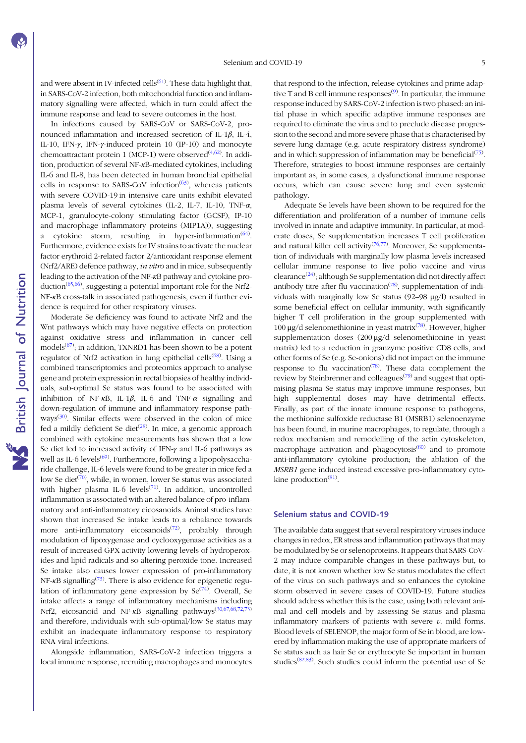and were absent in IV-infected cells[61]. These data highlight that, in SARS-CoV-2 infection, both mitochondrial function and inflammatory signalling were affected, which in turn could affect the immune response and lead to severe outcomes in the host.

In infections caused by SARS-CoV or SARS-CoV-2, pronounced inflammation and increased secretion of IL-1$\beta$, IL-4, IL-10, IFN-$\gamma$, IFN-$\gamma$-induced protein 10 (IP-10) and monocyte chemoattractant protein 1 (MCP-1) were observed[4,62]. In addition, production of several NF-$\kappa$B-mediated cytokines, including IL-6 and IL-8, has been detected in human bronchial epithelial cells in response to SARS-CoV infection[63], whereas patients with severe COVID-19 in intensive care units exhibit elevated plasma levels of several cytokines (IL-2, IL-7, IL-10, TNF-$\alpha$, MCP-1, granulocyte-colony stimulating factor (GCSF), IP-10 and macrophage inflammatory proteins (MIP1A)), suggesting a cytokine storm, resulting in hyper-inflammation[64]. Furthermore, evidence exists for IV strains to activate the nuclear factor erythroid 2-related factor 2/antioxidant response element (Nrf2/ARE) defence pathway, *in vitro* and in mice, subsequently leading to the activation of the NF-$\kappa$B pathway and cytokine production[65,66], suggesting a potential important role for the Nrf2-NF-$\kappa$B cross-talk in associated pathogenesis, even if further evidence is required for other respiratory viruses.

Moderate Se deficiency was found to activate Nrf2 and the Wnt pathways which may have negative effects on protection against oxidative stress and inflammation in cancer cell models[67]; in addition, TXNRD1 has been shown to be a potent regulator of Nrf2 activation in lung epithelial cells[68]. Using a combined transcriptomics and proteomics approach to analyse gene and protein expression in rectal biopsies of healthy individuals, sub-optimal Se status was found to be associated with inhibition of NF-$\kappa$B, IL-1$\beta$, IL-6 and TNF-$\alpha$ signalling and down-regulation of immune and inflammatory response pathways[30]. Similar effects were observed in the colon of mice fed a mildly deficient Se diet[28]. In mice, a genomic approach combined with cytokine measurements has shown that a low Se diet led to increased activity of IFN-$\gamma$ and IL-6 pathways as well as IL-6 levels[69]. Furthermore, following a lipopolysaccharide challenge, IL-6 levels were found to be greater in mice fed a low Se diet[70], while, in women, lower Se status was associated with higher plasma IL-6 levels[71]. In addition, uncontrolled inflammation is associated with an altered balance of pro-inflammatory and anti-inflammatory eicosanoids. Animal studies have shown that increased Se intake leads to a rebalance towards more anti-inflammatory eicosanoids[72], probably through modulation of lipoxygenase and cyclooxygenase activities as a result of increased GPX activity lowering levels of hydroperoxides and lipid radicals and so altering peroxide tone. Increased Se intake also causes lower expression of pro-inflammatory NF-$\kappa$B signalling[73]. There is also evidence for epigenetic regulation of inflammatory gene expression by Se[74]. Overall, Se intake affects a range of inflammatory mechanisms including Nrf2, eicosanoid and NF-$\kappa$B signalling pathways[30,67,68,72,73] and therefore, individuals with sub-optimal/low Se status may exhibit an inadequate inflammatory response to respiratory RNA viral infections.

Alongside inflammation, SARS-CoV-2 infection triggers a local immune response, recruiting macrophages and monocytes that respond to the infection, release cytokines and prime adaptive T and B cell immune responses[9]. In particular, the immune response induced by SARS-CoV-2 infection is two phased: an initial phase in which specific adaptive immune responses are required to eliminate the virus and to preclude disease progression to the second and more severe phase that is characterised by severe lung damage (e.g. acute respiratory distress syndrome) and in which suppression of inflammation may be beneficial[75]. Therefore, strategies to boost immune responses are certainly important as, in some cases, a dysfunctional immune response occurs, which can cause severe lung and even systemic pathology.

Adequate Se levels have been shown to be required for the differentiation and proliferation of a number of immune cells involved in innate and adaptive immunity. In particular, at moderate doses, Se supplementation increases T cell proliferation and natural killer cell activity[76,77]. Moreover, Se supplementation of individuals with marginally low plasma levels increased cellular immune response to live polio vaccine and virus clearance[24]; although Se supplementation did not directly affect antibody titre after flu vaccination[78], supplementation of individuals with marginally low Se status (92–98 μg/l) resulted in some beneficial effect on cellular immunity, with significantly higher T cell proliferation in the group supplemented with 100 μg/d selenomethionine in yeast matrix[78]. However, higher supplementation doses (200 μg/d selenomethionine in yeast matrix) led to a reduction in granzyme positive CD8 cells, and other forms of Se (e.g. Se-onions) did not impact on the immune response to flu vaccination[78]. These data complement the review by Steinbrenner and colleagues[79] and suggest that optimising plasma Se status may improve immune responses, but high supplemental doses may have detrimental effects. Finally, as part of the innate immune response to pathogens, the methionine sulfoxide reductase B1 (MSRB1) selenoenzyme has been found, in murine macrophages, to regulate, through a redox mechanism and remodelling of the actin cytoskeleton, macrophage activation and phagocytosis[80] and to promote anti-inflammatory cytokine production; the ablation of the *MSRB1* gene induced instead excessive pro-inflammatory cytokine production[81].

## Selenium status and COVID-19

The available data suggest that several respiratory viruses induce changes in redox, ER stress and inflammation pathways that may be modulated by Se or selenoproteins. It appears that SARS-CoV-2 may induce comparable changes in these pathways but, to date, it is not known whether low Se status modulates the effect of the virus on such pathways and so enhances the cytokine storm observed in severe cases of COVID-19. Future studies should address whether this is the case, using both relevant animal and cell models and by assessing Se status and plasma inflammatory markers of patients with severe *v.* mild forms. Blood levels of SELENOP, the major form of Se in blood, are lowered by inflammation making the use of appropriate markers of Se status such as hair Se or erythrocyte Se important in human studies[82,83]. Such studies could inform the potential use of Se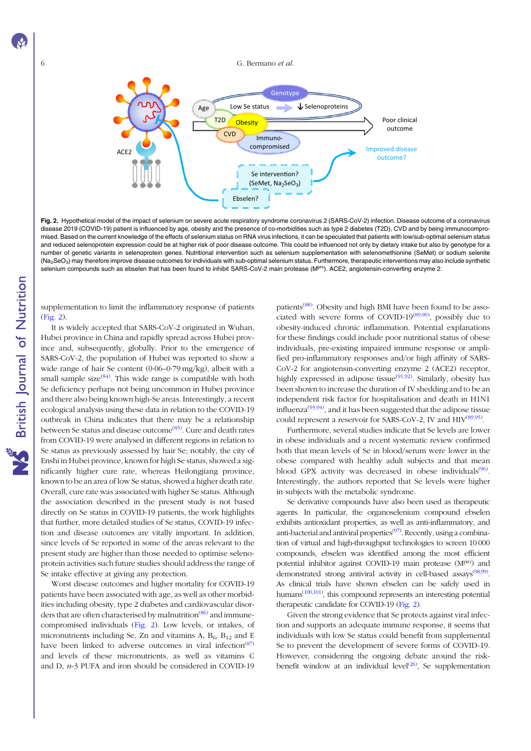**Fig. 2.** Hypothetical model of the impact of selenium on severe acute respiratory syndrome coronavirus 2 (SARS-CoV-2) infection. Disease outcome of a coronavirus disease 2019 (COVID-19) patient is influenced by age, obesity and the presence of co-morbidities such as type 2 diabetes (T2D), CVD and by being immunocompromised. Based on the current knowledge of the effects of selenium status on RNA virus infections, it can be speculated that patients with low/sub-optimal selenium status and reduced selenoprotein expression could be at higher risk of poor disease outcome. This could be influenced not only by dietary intake but also by genotype for a number of genetic variants in selenoprotein genes. Nutritional intervention such as selenium supplementation with selenomethionine (SeMet) or sodium selenite ($Na_2SeO_3$) may therefore improve disease outcomes for individuals with sub-optimal selenium status. Furthermore, therapeutic interventions may also include synthetic selenium compounds such as ebselen that has been found to inhibit SARS-CoV-2 main protease ($M^{pro}$). ACE2, angiotensin-converting enzyme 2.

supplementation to limit the inflammatory response of patients (Fig. 2).

It is widely accepted that SARS-CoV-2 originated in Wuhan, Hubei province in China and rapidly spread across Hubei province and, subsequently, globally. Prior to the emergence of SARS-CoV-2, the population of Hubei was reported to show a wide range of hair Se content (0·06–0·79 mg/kg), albeit with a small sample size[84]. This wide range is compatible with both Se deficiency perhaps not being uncommon in Hubei province and there also being known high-Se areas. Interestingly, a recent ecological analysis using these data in relation to the COVID-19 outbreak in China indicates that there may be a relationship between Se status and disease outcome[85]. Cure and death rates from COVID-19 were analysed in different regions in relation to Se status as previously assessed by hair Se; notably, the city of Enshi in Hubei province, known for high Se status, showed a significantly higher cure rate, whereas Heilongjiang province, known to be an area of low Se status, showed a higher death rate. Overall, cure rate was associated with higher Se status. Although the association described in the present study is not based directly on Se status in COVID-19 patients, the work highlights that further, more detailed studies of Se status, COVID-19 infection and disease outcomes are vitally important. In addition, since levels of Se reported in some of the areas relevant to the present study are higher than those needed to optimise selenoprotein activities such future studies should address the range of Se intake effective at giving any protection.

Worst disease outcomes and higher mortality for COVID-19 patients have been associated with age, as well as other morbidities including obesity, type 2 diabetes and cardiovascular disorders that are often characterised by malnutrition[86] and immune-compromised individuals (Fig. 2). Low levels, or intakes, of micronutrients including Se, Zn and vitamins A, $B_6$, $B_{12}$ and E have been linked to adverse outcomes in viral infection[87] and levels of these micronutrients, as well as vitamins C and D, *n*-3 PUFA and iron should be considered in COVID-19 patients[88]. Obesity and high BMI have been found to be associated with severe forms of COVID-19[89,90], possibly due to obesity-induced chronic inflammation. Potential explanations for these findings could include poor nutritional status of obese individuals, pre-existing impaired immune response or amplified pro-inflammatory responses and/or high affinity of SARS-CoV-2 for angiotensin-converting enzyme 2 (ACE2) receptor, highly expressed in adipose tissue[91,92]. Similarly, obesity has been shown to increase the duration of IV shedding and to be an independent risk factor for hospitalisation and death in H1N1 influenza[93,94], and it has been suggested that the adipose tissue could represent a reservoir for SARS-CoV-2, IV and HIV[89,95].

Furthermore, several studies indicate that Se levels are lower in obese individuals and a recent systematic review confirmed both that mean levels of Se in blood/serum were lower in the obese compared with healthy adult subjects and that mean blood GPX activity was decreased in obese individuals[96]. Interestingly, the authors reported that Se levels were higher in subjects with the metabolic syndrome.

Se derivative compounds have also been used as therapeutic agents. In particular, the organoselenium compound ebselen exhibits antioxidant properties, as well as anti-inflammatory, and anti-bacterial and antiviral properties[97]. Recently, using a combination of virtual and high-throughput technologies to screen 10 000 compounds, ebselen was identified among the most efficient potential inhibitor against COVID-19 main protease ($M^{pro}$) and demonstrated strong antiviral activity in cell-based assays[98,99]. As clinical trials have shown ebselen can be safely used in humans[100,101], this compound represents an interesting potential therapeutic candidate for COVID-19 (Fig. 2).

Given the strong evidence that Se protects against viral infection and supports an adequate immune response, it seems that individuals with low Se status could benefit from supplemental Se to prevent the development of severe forms of COVID-19. However, considering the ongoing debate around the risk-benefit window at an individual level[26], Se supplementation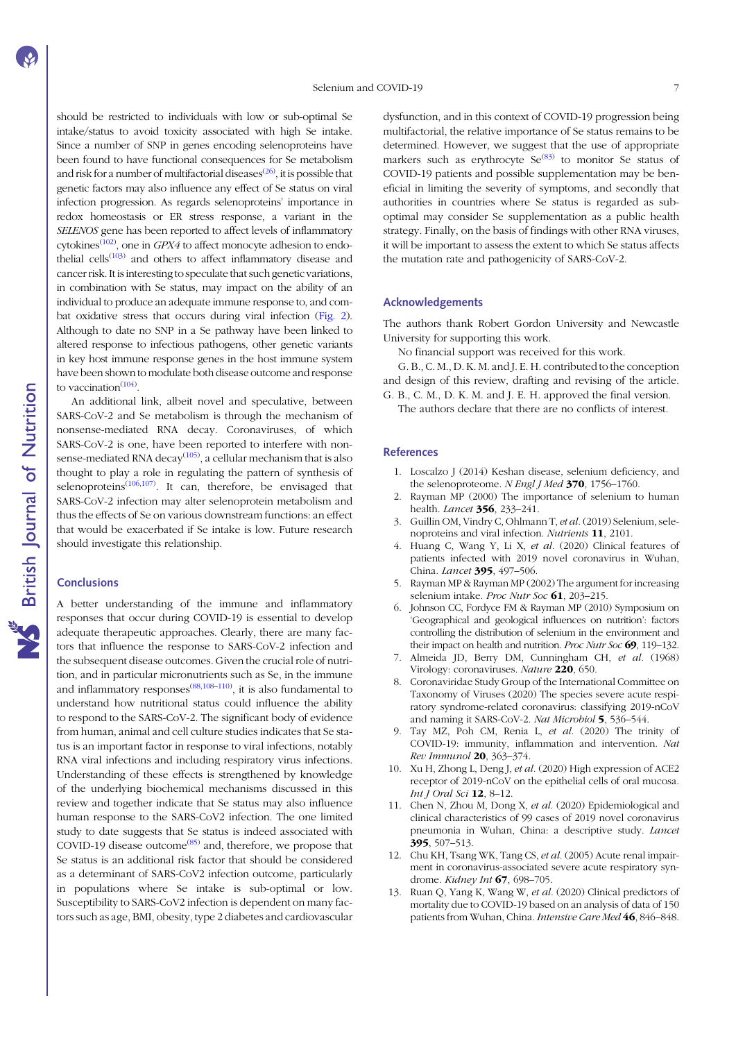should be restricted to individuals with low or sub-optimal Se intake/status to avoid toxicity associated with high Se intake. Since a number of SNP in genes encoding selenoproteins have been found to have functional consequences for Se metabolism and risk for a number of multifactorial diseases[26], it is possible that genetic factors may also influence any effect of Se status on viral infection progression. As regards selenoproteins' importance in redox homeostasis or ER stress response, a variant in the *SELENOS* gene has been reported to affect levels of inflammatory cytokines[102], one in *GPX4* to affect monocyte adhesion to endothelial cells[103] and others to affect inflammatory disease and cancer risk. It is interesting to speculate that such genetic variations, in combination with Se status, may impact on the ability of an individual to produce an adequate immune response to, and combat oxidative stress that occurs during viral infection (Fig. 2). Although to date no SNP in a Se pathway have been linked to altered response to infectious pathogens, other genetic variants in key host immune response genes in the host immune system have been shown to modulate both disease outcome and response to vaccination[104].

An additional link, albeit novel and speculative, between SARS-CoV-2 and Se metabolism is through the mechanism of nonsense-mediated RNA decay. Coronaviruses, of which SARS-CoV-2 is one, have been reported to interfere with nonsense-mediated RNA decay[105], a cellular mechanism that is also thought to play a role in regulating the pattern of synthesis of selenoproteins[106,107]. It can, therefore, be envisaged that SARS-CoV-2 infection may alter selenoprotein metabolism and thus the effects of Se on various downstream functions: an effect that would be exacerbated if Se intake is low. Future research should investigate this relationship.

## Conclusions

A better understanding of the immune and inflammatory responses that occur during COVID-19 is essential to develop adequate therapeutic approaches. Clearly, there are many factors that influence the response to SARS-CoV-2 infection and the subsequent disease outcomes. Given the crucial role of nutrition, and in particular micronutrients such as Se, in the immune and inflammatory responses[88,108–110], it is also fundamental to understand how nutritional status could influence the ability to respond to the SARS-CoV-2. The significant body of evidence from human, animal and cell culture studies indicates that Se status is an important factor in response to viral infections, notably RNA viral infections and including respiratory virus infections. Understanding of these effects is strengthened by knowledge of the underlying biochemical mechanisms discussed in this review and together indicate that Se status may also influence human response to the SARS-CoV2 infection. The one limited study to date suggests that Se status is indeed associated with COVID-19 disease outcome[85] and, therefore, we propose that Se status is an additional risk factor that should be considered as a determinant of SARS-CoV2 infection outcome, particularly in populations where Se intake is sub-optimal or low. Susceptibility to SARS-CoV2 infection is dependent on many factors such as age, BMI, obesity, type 2 diabetes and cardiovascular dysfunction, and in this context of COVID-19 progression being multifactorial, the relative importance of Se status remains to be determined. However, we suggest that the use of appropriate markers such as erythrocyte Se[83] to monitor Se status of COVID-19 patients and possible supplementation may be beneficial in limiting the severity of symptoms, and secondly that authorities in countries where Se status is regarded as sub-optimal may consider Se supplementation as a public health strategy. Finally, on the basis of findings with other RNA viruses, it will be important to assess the extent to which Se status affects the mutation rate and pathogenicity of SARS-CoV-2.

## Acknowledgements

The authors thank Robert Gordon University and Newcastle University for supporting this work.

No financial support was received for this work.

G. B., C. M., D. K. M. and J. E. H. contributed to the conception and design of this review, drafting and revising of the article. G. B., C. M., D. K. M. and J. E. H. approved the final version.

The authors declare that there are no conflicts of interest.

## References

1. Loscalzo J (2014) Keshan disease, selenium deficiency, and the selenoproteome. *N Engl J Med* **370**, 1756–1760.
2. Rayman MP (2000) The importance of selenium to human health. *Lancet* **356**, 233–241.
3. Guillin OM, Vindry C, Ohlmann T, *et al.* (2019) Selenium, selenoproteins and viral infection. *Nutrients* **11**, 2101.
4. Huang C, Wang Y, Li X, *et al.* (2020) Clinical features of patients infected with 2019 novel coronavirus in Wuhan, China. *Lancet* **395**, 497–506.
5. Rayman MP & Rayman MP (2002) The argument for increasing selenium intake. *Proc Nutr Soc* **61**, 203–215.
6. Johnson CC, Fordyce FM & Rayman MP (2010) Symposium on 'Geographical and geological influences on nutrition': factors controlling the distribution of selenium in the environment and their impact on health and nutrition. *Proc Nutr Soc* **69**, 119–132.
7. Almeida JD, Berry DM, Cunningham CH, *et al.* (1968) Virology: coronaviruses. *Nature* **220**, 650.
8. Coronaviridae Study Group of the International Committee on Taxonomy of Viruses (2020) The species severe acute respiratory syndrome-related coronavirus: classifying 2019-nCoV and naming it SARS-CoV-2. *Nat Microbiol* **5**, 536–544.
9. Tay MZ, Poh CM, Renia L, *et al.* (2020) The trinity of COVID-19: immunity, inflammation and intervention. *Nat Rev Immunol* **20**, 363–374.
10. Xu H, Zhong L, Deng J, *et al.* (2020) High expression of ACE2 receptor of 2019-nCoV on the epithelial cells of oral mucosa. *Int J Oral Sci* **12**, 8–12.
11. Chen N, Zhou M, Dong X, *et al.* (2020) Epidemiological and clinical characteristics of 99 cases of 2019 novel coronavirus pneumonia in Wuhan, China: a descriptive study. *Lancet* **395**, 507–513.
12. Chu KH, Tsang WK, Tang CS, *et al.* (2005) Acute renal impairment in coronavirus-associated severe acute respiratory syndrome. *Kidney Int* **67**, 698–705.
13. Ruan Q, Yang K, Wang W, *et al.* (2020) Clinical predictors of mortality due to COVID-19 based on an analysis of data of 150 patients from Wuhan, China. *Intensive Care Med* **46**, 846–848.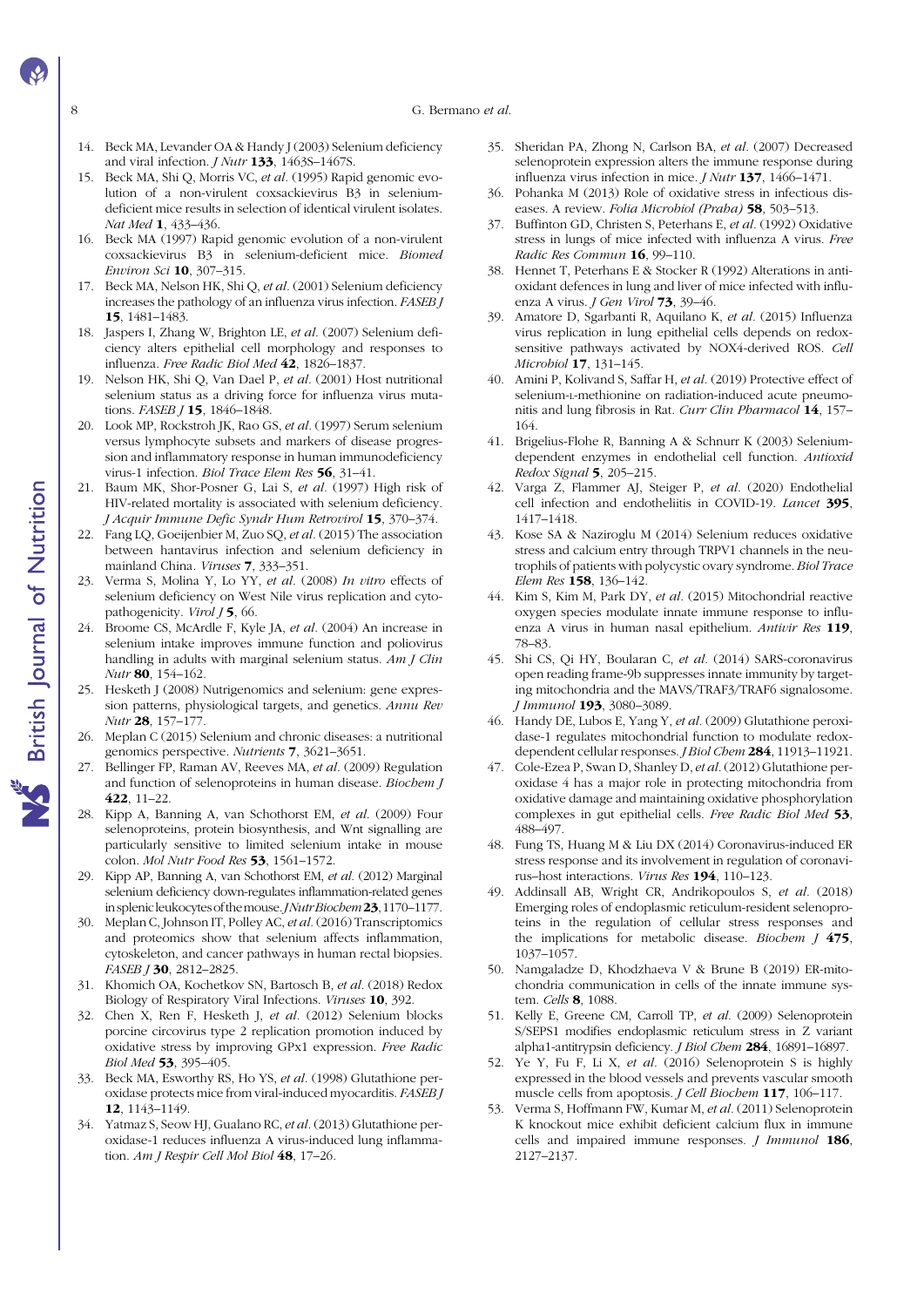14. Beck MA, Levander OA & Handy J (2003) Selenium deficiency and viral infection. *J Nutr* **133**, 1463S–1467S.
15. Beck MA, Shi Q, Morris VC, *et al.* (1995) Rapid genomic evolution of a non-virulent coxsackievirus B3 in selenium-deficient mice results in selection of identical virulent isolates. *Nat Med* **1**, 433–436.
16. Beck MA (1997) Rapid genomic evolution of a non-virulent coxsackievirus B3 in selenium-deficient mice. *Biomed Environ Sci* **10**, 307–315.
17. Beck MA, Nelson HK, Shi Q, *et al.* (2001) Selenium deficiency increases the pathology of an influenza virus infection. *FASEB J* **15**, 1481–1483.
18. Jaspers I, Zhang W, Brighton LE, *et al.* (2007) Selenium deficiency alters epithelial cell morphology and responses to influenza. *Free Radic Biol Med* **42**, 1826–1837.
19. Nelson HK, Shi Q, Van Dael P, *et al.* (2001) Host nutritional selenium status as a driving force for influenza virus mutations. *FASEB J* **15**, 1846–1848.
20. Look MP, Rockstroh JK, Rao GS, *et al.* (1997) Serum selenium versus lymphocyte subsets and markers of disease progression and inflammatory response in human immunodeficiency virus-1 infection. *Biol Trace Elem Res* **56**, 31–41.
21. Baum MK, Shor-Posner G, Lai S, *et al.* (1997) High risk of HIV-related mortality is associated with selenium deficiency. *J Acquir Immune Defic Syndr Hum Retrovirol* **15**, 370–374.
22. Fang LQ, Goeijenbier M, Zuo SQ, *et al.* (2015) The association between hantavirus infection and selenium deficiency in mainland China. *Viruses* **7**, 333–351.
23. Verma S, Molina Y, Lo YY, *et al.* (2008) *In vitro* effects of selenium deficiency on West Nile virus replication and cytopathogenicity. *Virol J* **5**, 66.
24. Broome CS, McArdle F, Kyle JA, *et al.* (2004) An increase in selenium intake improves immune function and poliovirus handling in adults with marginal selenium status. *Am J Clin Nutr* **80**, 154–162.
25. Hesketh J (2008) Nutrigenomics and selenium: gene expression patterns, physiological targets, and genetics. *Annu Rev Nutr* **28**, 157–177.
26. Meplan C (2015) Selenium and chronic diseases: a nutritional genomics perspective. *Nutrients* **7**, 3621–3651.
27. Bellinger FP, Raman AV, Reeves MA, *et al.* (2009) Regulation and function of selenoproteins in human disease. *Biochem J* **422**, 11–22.
28. Kipp A, Banning A, van Schothorst EM, *et al.* (2009) Four selenoproteins, protein biosynthesis, and Wnt signalling are particularly sensitive to limited selenium intake in mouse colon. *Mol Nutr Food Res* **53**, 1561–1572.
29. Kipp AP, Banning A, van Schothorst EM, *et al.* (2012) Marginal selenium deficiency down-regulates inflammation-related genes in splenic leukocytes of the mouse. *J Nutr Biochem* **23**, 1170–1177.
30. Meplan C, Johnson IT, Polley AC, *et al.* (2016) Transcriptomics and proteomics show that selenium affects inflammation, cytoskeleton, and cancer pathways in human rectal biopsies. *FASEB J* **30**, 2812–2825.
31. Khomich OA, Kochetkov SN, Bartosch B, *et al.* (2018) Redox Biology of Respiratory Viral Infections. *Viruses* **10**, 392.
32. Chen X, Ren F, Hesketh J, *et al.* (2012) Selenium blocks porcine circovirus type 2 replication promotion induced by oxidative stress by improving GPx1 expression. *Free Radic Biol Med* **53**, 395–405.
33. Beck MA, Esworthy RS, Ho YS, *et al.* (1998) Glutathione peroxidase protects mice from viral-induced myocarditis. *FASEB J* **12**, 1143–1149.
34. Yatmaz S, Seow HJ, Gualano RC, *et al.* (2013) Glutathione peroxidase-1 reduces influenza A virus-induced lung inflammation. *Am J Respir Cell Mol Biol* **48**, 17–26.
35. Sheridan PA, Zhong N, Carlson BA, *et al.* (2007) Decreased selenoprotein expression alters the immune response during influenza virus infection in mice. *J Nutr* **137**, 1466–1471.
36. Pohanka M (2013) Role of oxidative stress in infectious diseases. A review. *Folia Microbiol (Praha)* **58**, 503–513.
37. Buffinton GD, Christen S, Peterhans E, *et al.* (1992) Oxidative stress in lungs of mice infected with influenza A virus. *Free Radic Res Commun* **16**, 99–110.
38. Hennet T, Peterhans E & Stocker R (1992) Alterations in antioxidant defences in lung and liver of mice infected with influenza A virus. *J Gen Virol* **73**, 39–46.
39. Amatore D, Sgarbanti R, Aquilano K, *et al.* (2015) Influenza virus replication in lung epithelial cells depends on redox-sensitive pathways activated by NOX4-derived ROS. *Cell Microbiol* **17**, 131–145.
40. Amini P, Kolivand S, Saffar H, *et al.* (2019) Protective effect of selenium-L-methionine on radiation-induced acute pneumonitis and lung fibrosis in Rat. *Curr Clin Pharmacol* **14**, 157–164.
41. Brigelius-Flohe R, Banning A & Schnurr K (2003) Selenium-dependent enzymes in endothelial cell function. *Antioxid Redox Signal* **5**, 205–215.
42. Varga Z, Flammer AJ, Steiger P, *et al.* (2020) Endothelial cell infection and endotheliitis in COVID-19. *Lancet* **395**, 1417–1418.
43. Kose SA & Naziroglu M (2014) Selenium reduces oxidative stress and calcium entry through TRPV1 channels in the neutrophils of patients with polycystic ovary syndrome. *Biol Trace Elem Res* **158**, 136–142.
44. Kim S, Kim M, Park DY, *et al.* (2015) Mitochondrial reactive oxygen species modulate innate immune response to influenza A virus in human nasal epithelium. *Antivir Res* **119**, 78–83.
45. Shi CS, Qi HY, Boularan C, *et al.* (2014) SARS-coronavirus open reading frame-9b suppresses innate immunity by targeting mitochondria and the MAVS/TRAF3/TRAF6 signalosome. *J Immunol* **193**, 3080–3089.
46. Handy DE, Lubos E, Yang Y, *et al.* (2009) Glutathione peroxidase-1 regulates mitochondrial function to modulate redox-dependent cellular responses. *J Biol Chem* **284**, 11913–11921.
47. Cole-Ezea P, Swan D, Shanley D, *et al.* (2012) Glutathione peroxidase 4 has a major role in protecting mitochondria from oxidative damage and maintaining oxidative phosphorylation complexes in gut epithelial cells. *Free Radic Biol Med* **53**, 488–497.
48. Fung TS, Huang M & Liu DX (2014) Coronavirus-induced ER stress response and its involvement in regulation of coronavirus–host interactions. *Virus Res* **194**, 110–123.
49. Addinsall AB, Wright CR, Andrikopoulos S, *et al.* (2018) Emerging roles of endoplasmic reticulum-resident selenoproteins in the regulation of cellular stress responses and the implications for metabolic disease. *Biochem J* **475**, 1037–1057.
50. Namgaladze D, Khodzhaeva V & Brune B (2019) ER-mitochondria communication in cells of the innate immune system. *Cells* **8**, 1088.
51. Kelly E, Greene CM, Carroll TP, *et al.* (2009) Selenoprotein S/SEPS1 modifies endoplasmic reticulum stress in Z variant alpha1-antitrypsin deficiency. *J Biol Chem* **284**, 16891–16897.
52. Ye Y, Fu F, Li X, *et al.* (2016) Selenoprotein S is highly expressed in the blood vessels and prevents vascular smooth muscle cells from apoptosis. *J Cell Biochem* **117**, 106–117.
53. Verma S, Hoffmann FW, Kumar M, *et al.* (2011) Selenoprotein K knockout mice exhibit deficient calcium flux in immune cells and impaired immune responses. *J Immunol* **186**, 2127–2137.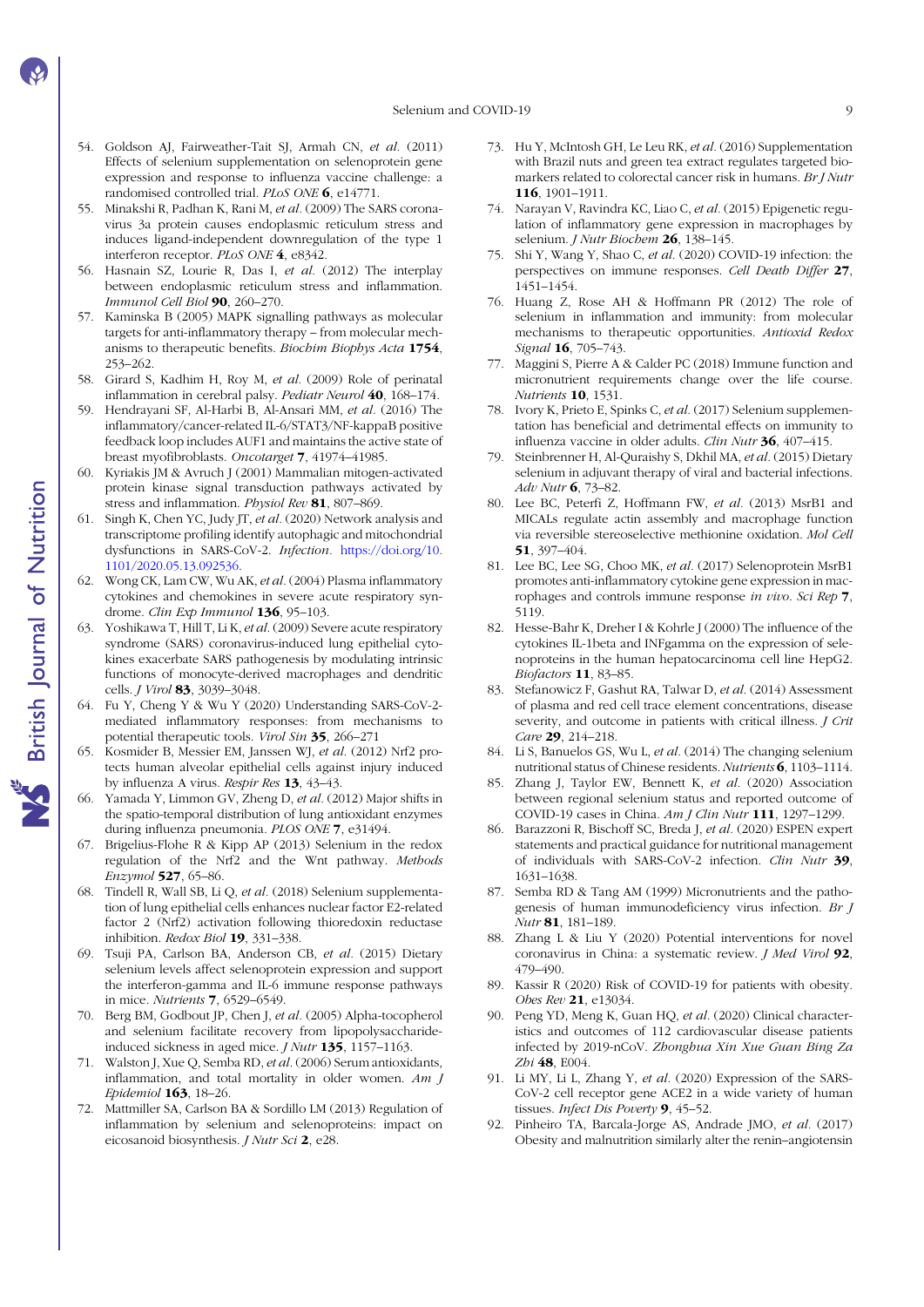54. Goldson AJ, Fairweather-Tait SJ, Armah CN, *et al.* (2011) Effects of selenium supplementation on selenoprotein gene expression and response to influenza vaccine challenge: a randomised controlled trial. *PLoS ONE* **6**, e14771.
55. Minakshi R, Padhan K, Rani M, *et al.* (2009) The SARS coronavirus 3a protein causes endoplasmic reticulum stress and induces ligand-independent downregulation of the type 1 interferon receptor. *PLoS ONE* **4**, e8342.
56. Hasnain SZ, Lourie R, Das I, *et al.* (2012) The interplay between endoplasmic reticulum stress and inflammation. *Immunol Cell Biol* **90**, 260–270.
57. Kaminska B (2005) MAPK signalling pathways as molecular targets for anti-inflammatory therapy – from molecular mechanisms to therapeutic benefits. *Biochim Biophys Acta* **1754**, 253–262.
58. Girard S, Kadhim H, Roy M, *et al.* (2009) Role of perinatal inflammation in cerebral palsy. *Pediatr Neurol* **40**, 168–174.
59. Hendrayani SF, Al-Harbi B, Al-Ansari MM, *et al.* (2016) The inflammatory/cancer-related IL-6/STAT3/NF-kappaB positive feedback loop includes AUF1 and maintains the active state of breast myofibroblasts. *Oncotarget* **7**, 41974–41985.
60. Kyriakis JM & Avruch J (2001) Mammalian mitogen-activated protein kinase signal transduction pathways activated by stress and inflammation. *Physiol Rev* **81**, 807–869.
61. Singh K, Chen YC, Judy JT, *et al.* (2020) Network analysis and transcriptome profiling identify autophagic and mitochondrial dysfunctions in SARS-CoV-2. *Infection*. https://doi.org/10.1101/2020.05.13.092536.
62. Wong CK, Lam CW, Wu AK, *et al.* (2004) Plasma inflammatory cytokines and chemokines in severe acute respiratory syndrome. *Clin Exp Immunol* **136**, 95–103.
63. Yoshikawa T, Hill T, Li K, *et al.* (2009) Severe acute respiratory syndrome (SARS) coronavirus-induced lung epithelial cytokines exacerbate SARS pathogenesis by modulating intrinsic functions of monocyte-derived macrophages and dendritic cells. *J Virol* **83**, 3039–3048.
64. Fu Y, Cheng Y & Wu Y (2020) Understanding SARS-CoV-2-mediated inflammatory responses: from mechanisms to potential therapeutic tools. *Virol Sin* **35**, 266–271
65. Kosmider B, Messier EM, Janssen WJ, *et al.* (2012) Nrf2 protects human alveolar epithelial cells against injury induced by influenza A virus. *Respir Res* **13**, 43–43.
66. Yamada Y, Limmon GV, Zheng D, *et al.* (2012) Major shifts in the spatio-temporal distribution of lung antioxidant enzymes during influenza pneumonia. *PLOS ONE* **7**, e31494.
67. Brigelius-Flohe R & Kipp AP (2013) Selenium in the redox regulation of the Nrf2 and the Wnt pathway. *Methods Enzymol* **527**, 65–86.
68. Tindell R, Wall SB, Li Q, *et al.* (2018) Selenium supplementation of lung epithelial cells enhances nuclear factor E2-related factor 2 (Nrf2) activation following thioredoxin reductase inhibition. *Redox Biol* **19**, 331–338.
69. Tsuji PA, Carlson BA, Anderson CB, *et al.* (2015) Dietary selenium levels affect selenoprotein expression and support the interferon-gamma and IL-6 immune response pathways in mice. *Nutrients* **7**, 6529–6549.
70. Berg BM, Godbout JP, Chen J, *et al.* (2005) Alpha-tocopherol and selenium facilitate recovery from lipopolysaccharide-induced sickness in aged mice. *J Nutr* **135**, 1157–1163.
71. Walston J, Xue Q, Semba RD, *et al.* (2006) Serum antioxidants, inflammation, and total mortality in older women. *Am J Epidemiol* **163**, 18–26.
72. Mattmiller SA, Carlson BA & Sordillo LM (2013) Regulation of inflammation by selenium and selenoproteins: impact on eicosanoid biosynthesis. *J Nutr Sci* **2**, e28.
73. Hu Y, McIntosh GH, Le Leu RK, *et al.* (2016) Supplementation with Brazil nuts and green tea extract regulates targeted biomarkers related to colorectal cancer risk in humans. *Br J Nutr* **116**, 1901–1911.
74. Narayan V, Ravindra KC, Liao C, *et al.* (2015) Epigenetic regulation of inflammatory gene expression in macrophages by selenium. *J Nutr Biochem* **26**, 138–145.
75. Shi Y, Wang Y, Shao C, *et al.* (2020) COVID-19 infection: the perspectives on immune responses. *Cell Death Differ* **27**, 1451–1454.
76. Huang Z, Rose AH & Hoffmann PR (2012) The role of selenium in inflammation and immunity: from molecular mechanisms to therapeutic opportunities. *Antioxid Redox Signal* **16**, 705–743.
77. Maggini S, Pierre A & Calder PC (2018) Immune function and micronutrient requirements change over the life course. *Nutrients* **10**, 1531.
78. Ivory K, Prieto E, Spinks C, *et al.* (2017) Selenium supplementation has beneficial and detrimental effects on immunity to influenza vaccine in older adults. *Clin Nutr* **36**, 407–415.
79. Steinbrenner H, Al-Quraishy S, Dkhil MA, *et al.* (2015) Dietary selenium in adjuvant therapy of viral and bacterial infections. *Adv Nutr* **6**, 73–82.
80. Lee BC, Peterfi Z, Hoffmann FW, *et al.* (2013) MsrB1 and MICALs regulate actin assembly and macrophage function via reversible stereoselective methionine oxidation. *Mol Cell* **51**, 397–404.
81. Lee BC, Lee SG, Choo MK, *et al.* (2017) Selenoprotein MsrB1 promotes anti-inflammatory cytokine gene expression in macrophages and controls immune response *in vivo*. *Sci Rep* **7**, 5119.
82. Hesse-Bahr K, Dreher I & Kohrle J (2000) The influence of the cytokines IL-1beta and INFgamma on the expression of selenoproteins in the human hepatocarcinoma cell line HepG2. *Biofactors* **11**, 83–85.
83. Stefanowicz F, Gashut RA, Talwar D, *et al.* (2014) Assessment of plasma and red cell trace element concentrations, disease severity, and outcome in patients with critical illness. *J Crit Care* **29**, 214–218.
84. Li S, Banuelos GS, Wu L, *et al.* (2014) The changing selenium nutritional status of Chinese residents. *Nutrients* **6**, 1103–1114.
85. Zhang J, Taylor EW, Bennett K, *et al.* (2020) Association between regional selenium status and reported outcome of COVID-19 cases in China. *Am J Clin Nutr* **111**, 1297–1299.
86. Barazzoni R, Bischoff SC, Breda J, *et al.* (2020) ESPEN expert statements and practical guidance for nutritional management of individuals with SARS-CoV-2 infection. *Clin Nutr* **39**, 1631–1638.
87. Semba RD & Tang AM (1999) Micronutrients and the pathogenesis of human immunodeficiency virus infection. *Br J Nutr* **81**, 181–189.
88. Zhang L & Liu Y (2020) Potential interventions for novel coronavirus in China: a systematic review. *J Med Virol* **92**, 479–490.
89. Kassir R (2020) Risk of COVID-19 for patients with obesity. *Obes Rev* **21**, e13034.
90. Peng YD, Meng K, Guan HQ, *et al.* (2020) Clinical characteristics and outcomes of 112 cardiovascular disease patients infected by 2019-nCoV. *Zhonghua Xin Xue Guan Bing Za Zhi* **48**, E004.
91. Li MY, Li L, Zhang Y, *et al.* (2020) Expression of the SARS-CoV-2 cell receptor gene ACE2 in a wide variety of human tissues. *Infect Dis Poverty* **9**, 45–52.
92. Pinheiro TA, Barcala-Jorge AS, Andrade JMO, *et al.* (2017) Obesity and malnutrition similarly alter the renin–angiotensin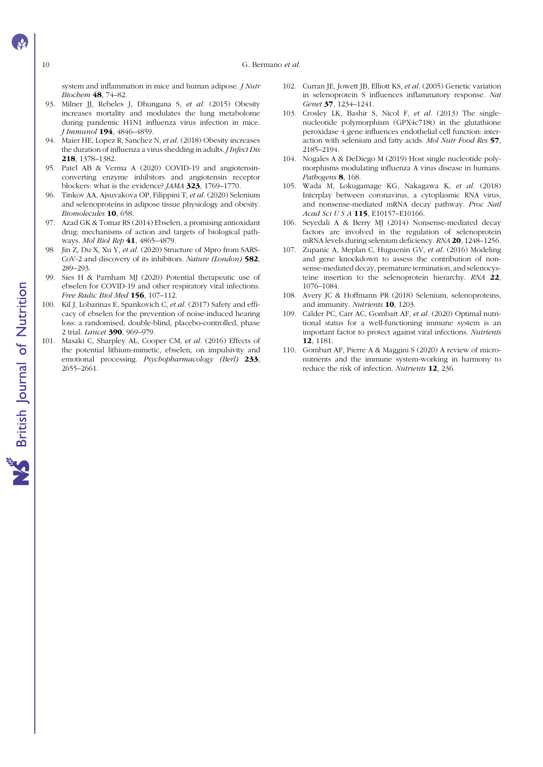system and inflammation in mice and human adipose. *J Nutr Biochem* **48**, 74–82.

93. Milner JJ, Rebeles J, Dhungana S, *et al.* (2015) Obesity increases mortality and modulates the lung metabolome during pandemic H1N1 influenza virus infection in mice. *J Immunol* **194**, 4846–4859.
94. Maier HE, Lopez R, Sanchez N, *et al.* (2018) Obesity increases the duration of influenza a virus shedding in adults. *J Infect Dis* **218**, 1378–1382.
95. Patel AB & Verma A (2020) COVID-19 and angiotensin-converting enzyme inhibitors and angiotensin receptor blockers: what is the evidence? *JAMA* **323**, 1769–1770.
96. Tinkov AA, Ajsuvakova OP, Filippini T, *et al.* (2020) Selenium and selenoproteins in adipose tissue physiology and obesity. *Biomolecules* **10**, 658.
97. Azad GK & Tomar RS (2014) Ebselen, a promising antioxidant drug: mechanisms of action and targets of biological pathways. *Mol Biol Rep* **41**, 4865–4879.
98. Jin Z, Du X, Xu Y, *et al.* (2020) Structure of Mpro from SARS-CoV-2 and discovery of its inhibitors. *Nature (London)* **582**, 289–293.
99. Sies H & Parnham MJ (2020) Potential therapeutic use of ebselen for COVID-19 and other respiratory viral infections. *Free Radic Biol Med* **156**, 107–112.
100. Kil J, Lobarinas E, Spankovich C, *et al.* (2017) Safety and efficacy of ebselen for the prevention of noise-induced hearing loss: a randomised, double-blind, placebo-controlled, phase 2 trial. *Lancet* **390**, 969–979.
101. Masaki C, Sharpley AL, Cooper CM, *et al.* (2016) Effects of the potential lithium-mimetic, ebselen, on impulsivity and emotional processing. *Psychopharmacology (Berl)* **233**, 2655–2661.
102. Curran JE, Jowett JB, Elliott KS, *et al.* (2005) Genetic variation in selenoprotein S influences inflammatory response. *Nat Genet* **37**, 1234–1241.
103. Crosley LK, Bashir S, Nicol F, *et al.* (2013) The single-nucleotide polymorphism (GPX4c718t) in the glutathione peroxidase 4 gene influences endothelial cell function: interaction with selenium and fatty acids. *Mol Nutr Food Res* **57**, 2185–2194.
104. Nogales A & DeDiego M (2019) Host single nucleotide polymorphisms modulating influenza A virus disease in humans. *Pathogens* **8**, 168.
105. Wada M, Lokugamage KG, Nakagawa K, *et al.* (2018) Interplay between coronavirus, a cytoplasmic RNA virus, and nonsense-mediated mRNA decay pathway. *Proc Natl Acad Sci U S A* **115**, E10157–E10166.
106. Seyedali A & Berry MJ (2014) Nonsense-mediated decay factors are involved in the regulation of selenoprotein mRNA levels during selenium deficiency. *RNA* **20**, 1248–1256.
107. Zupanic A, Meplan C, Huguenin GV, *et al.* (2016) Modeling and gene knockdown to assess the contribution of nonsense-mediated decay, premature termination, and selenocysteine insertion to the selenoprotein hierarchy. *RNA* **22**, 1076–1084.
108. Avery JC & Hoffmann PR (2018) Selenium, selenoproteins, and immunity. *Nutrients* **10**, 1203.
109. Calder PC, Carr AC, Gombart AF, *et al.* (2020) Optimal nutritional status for a well-functioning immune system is an important factor to protect against viral infections. *Nutrients* **12**, 1181.
110. Gombart AF, Pierre A & Maggini S (2020) A review of micronutrients and the immune system-working in harmony to reduce the risk of infection. *Nutrients* **12**, 236.